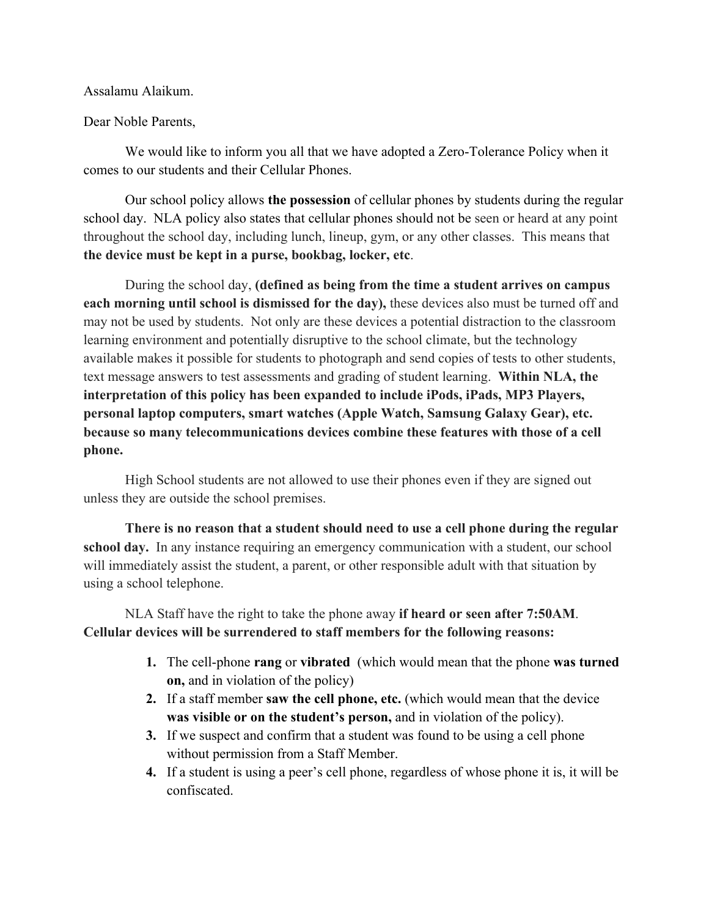Assalamu Alaikum.

Dear Noble Parents,

We would like to inform you all that we have adopted a Zero-Tolerance Policy when it comes to our students and their Cellular Phones.

Our school policy allows **the possession** of cellular phones by students during the regular school day. NLA policy also states that cellular phones should not be seen or heard at any point throughout the school day, including lunch, lineup, gym, or any other classes. This means that **the device must be kept in a purse, bookbag, locker, etc**.

During the school day, **(defined as being from the time a student arrives on campus each morning until school is dismissed for the day),** these devices also must be turned off and may not be used by students. Not only are these devices a potential distraction to the classroom learning environment and potentially disruptive to the school climate, but the technology available makes it possible for students to photograph and send copies of tests to other students, text message answers to test assessments and grading of student learning. **Within NLA, the interpretation of this policy has been expanded to include iPods, iPads, MP3 Players, personal laptop computers, smart watches (Apple Watch, Samsung Galaxy Gear), etc. because so many telecommunications devices combine these features with those of a cell phone.**

High School students are not allowed to use their phones even if they are signed out unless they are outside the school premises.

**There is no reason that a student should need to use a cell phone during the regular school day.** In any instance requiring an emergency communication with a student, our school will immediately assist the student, a parent, or other responsible adult with that situation by using a school telephone.

NLA Staff have the right to take the phone away **if heard or seen after 7:50AM**. **Cellular devices will be surrendered to staff members for the following reasons:**

1. The cell-phone **rang** or **vibrated** (which would mean that the phone **was turned on,** and in violation of the policy)
2. If a staff member **saw the cell phone, etc.** (which would mean that the device **was visible or on the student's person,** and in violation of the policy).
3. If we suspect and confirm that a student was found to be using a cell phone without permission from a Staff Member.
4. If a student is using a peer's cell phone, regardless of whose phone it is, it will be confiscated.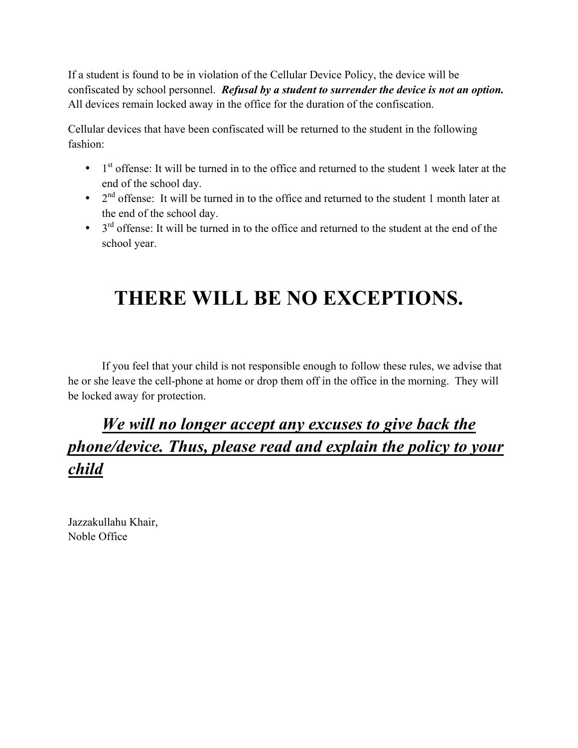If a student is found to be in violation of the Cellular Device Policy, the device will be confiscated by school personnel. ***Refusal by a student to surrender the device is not an option.*** All devices remain locked away in the office for the duration of the confiscation.

Cellular devices that have been confiscated will be returned to the student in the following fashion:

- 1st offense: It will be turned in to the office and returned to the student 1 week later at the end of the school day.
- 2nd offense: It will be turned in to the office and returned to the student 1 month later at the end of the school day.
- 3rd offense: It will be turned in to the office and returned to the student at the end of the school year.

# THERE WILL BE NO EXCEPTIONS.

If you feel that your child is not responsible enough to follow these rules, we advise that he or she leave the cell-phone at home or drop them off in the office in the morning. They will be locked away for protection.

## ***<u>We will no longer accept any excuses to give back the phone/device. Thus, please read and explain the policy to your child</u>***

Jazzakullahu Khair,
Noble Office